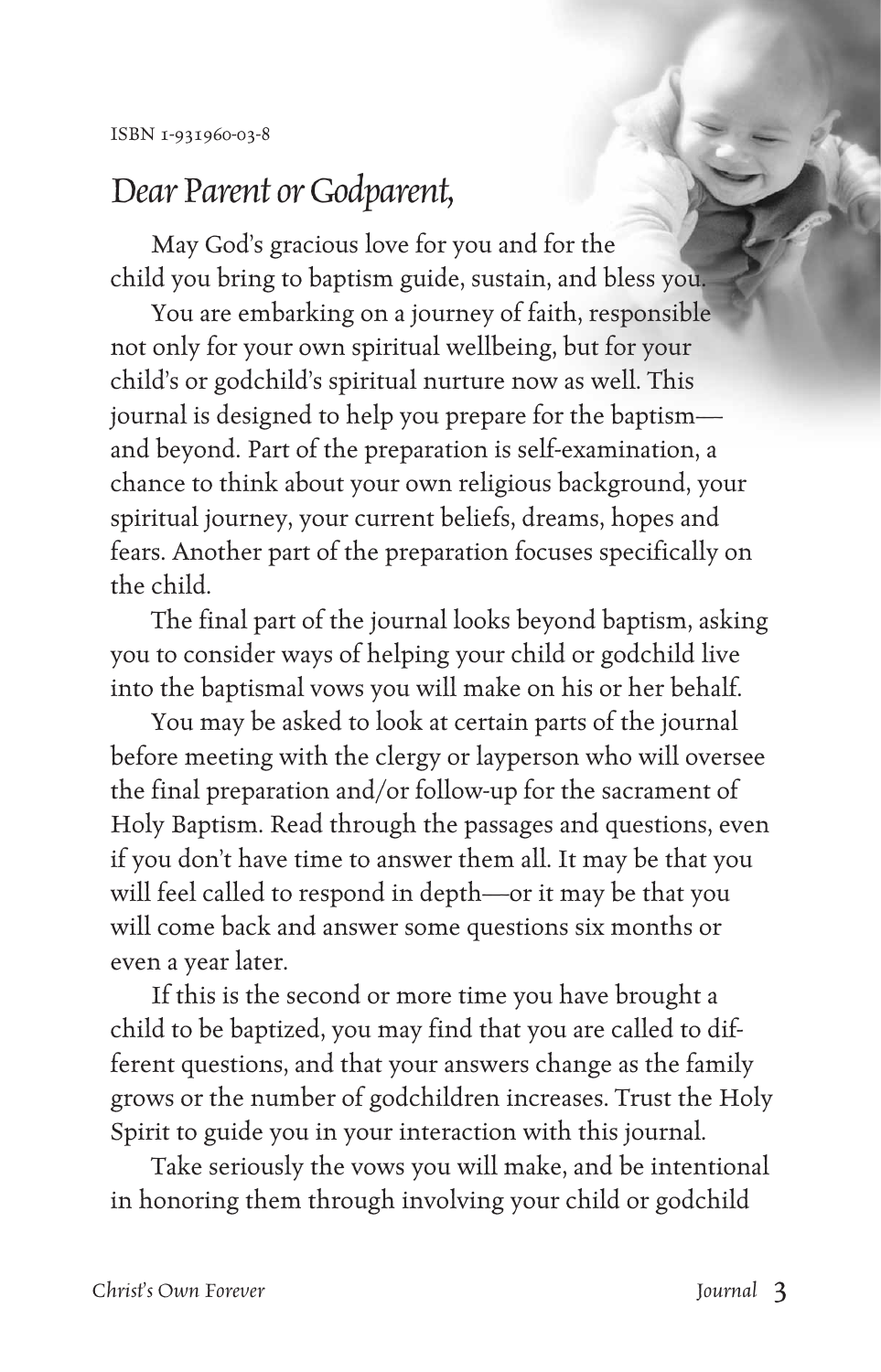ISBN 1-931960-03-8

# *Dear Parent or Godparent,*

May God's gracious love for you and for the child you bring to baptism guide, sustain, and bless you.

You are embarking on a journey of faith, responsible not only for your own spiritual wellbeing, but for your child's or godchild's spiritual nurture now as well. This journal is designed to help you prepare for the baptism—and beyond. Part of the preparation is self-examination, a chance to think about your own religious background, your spiritual journey, your current beliefs, dreams, hopes and fears. Another part of the preparation focuses specifically on the child.

The final part of the journal looks beyond baptism, asking you to consider ways of helping your child or godchild live into the baptismal vows you will make on his or her behalf.

You may be asked to look at certain parts of the journal before meeting with the clergy or layperson who will oversee the final preparation and/or follow-up for the sacrament of Holy Baptism. Read through the passages and questions, even if you don't have time to answer them all. It may be that you will feel called to respond in depth—or it may be that you will come back and answer some questions six months or even a year later.

If this is the second or more time you have brought a child to be baptized, you may find that you are called to different questions, and that your answers change as the family grows or the number of godchildren increases. Trust the Holy Spirit to guide you in your interaction with this journal.

Take seriously the vows you will make, and be intentional in honoring them through involving your child or godchild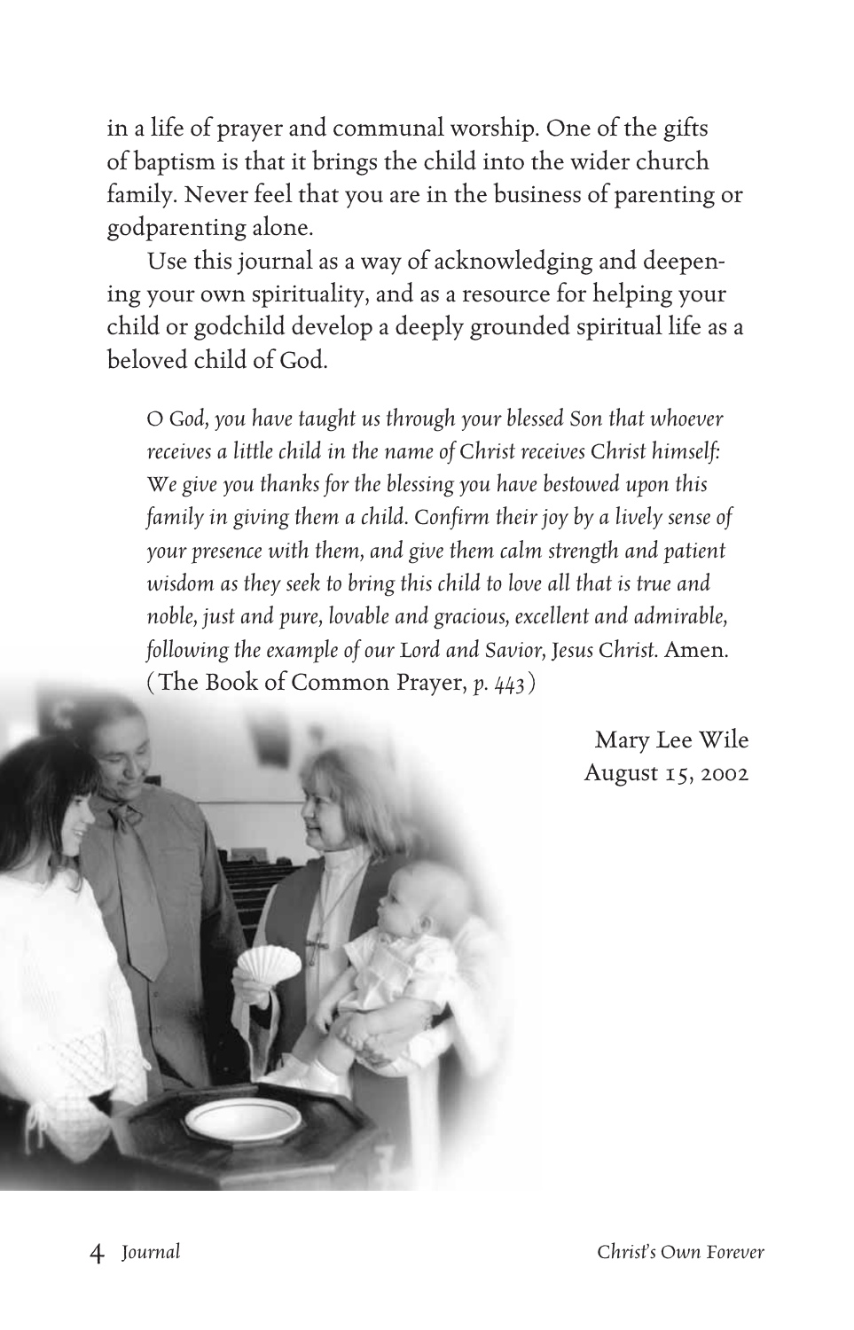in a life of prayer and communal worship. One of the gifts of baptism is that it brings the child into the wider church family. Never feel that you are in the business of parenting or godparenting alone.

Use this journal as a way of acknowledging and deepening your own spirituality, and as a resource for helping your child or godchild develop a deeply grounded spiritual life as a beloved child of God.

> *O God, you have taught us through your blessed Son that whoever receives a little child in the name of Christ receives Christ himself: We give you thanks for the blessing you have bestowed upon this family in giving them a child. Confirm their joy by a lively sense of your presence with them, and give them calm strength and patient wisdom as they seek to bring this child to love all that is true and noble, just and pure, lovable and gracious, excellent and admirable, following the example of our Lord and Savior, Jesus Christ.* Amen. (The Book of Common Prayer, *p. 443*)

Mary Lee Wile
August 15, 2002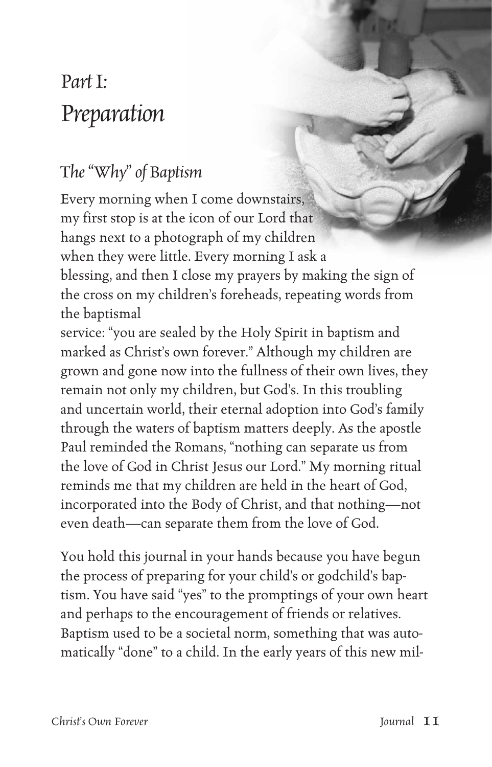# *Part I: Preparation*

## *The "Why" of Baptism*

Every morning when I come downstairs, my first stop is at the icon of our Lord that hangs next to a photograph of my children when they were little. Every morning I ask a blessing, and then I close my prayers by making the sign of the cross on my children's foreheads, repeating words from the baptismal service: "you are sealed by the Holy Spirit in baptism and marked as Christ's own forever." Although my children are grown and gone now into the fullness of their own lives, they remain not only my children, but God's. In this troubling and uncertain world, their eternal adoption into God's family through the waters of baptism matters deeply. As the apostle Paul reminded the Romans, "nothing can separate us from the love of God in Christ Jesus our Lord." My morning ritual reminds me that my children are held in the heart of God, incorporated into the Body of Christ, and that nothing—not even death—can separate them from the love of God.

You hold this journal in your hands because you have begun the process of preparing for your child's or godchild's baptism. You have said "yes" to the promptings of your own heart and perhaps to the encouragement of friends or relatives. Baptism used to be a societal norm, something that was automatically "done" to a child. In the early years of this new mil-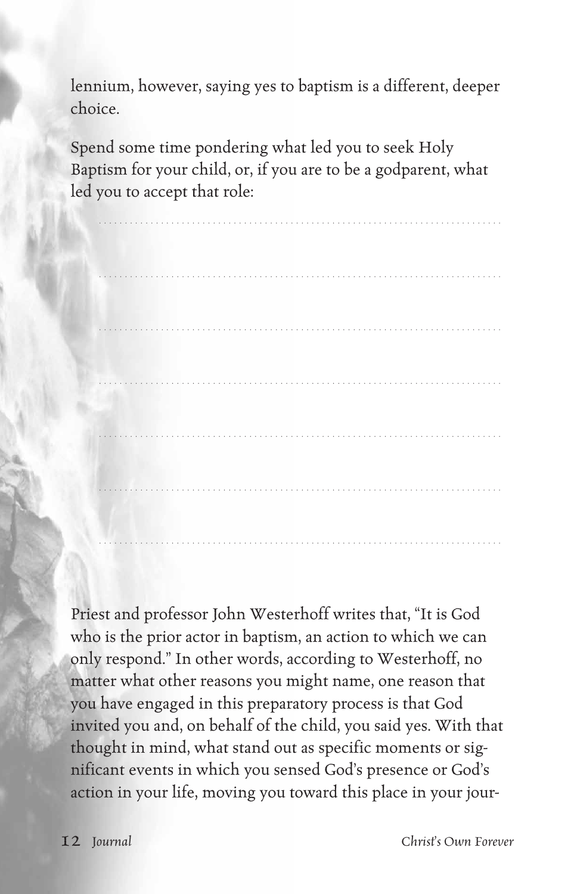lennium, however, saying yes to baptism is a different, deeper choice.

Spend some time pondering what led you to seek Holy Baptism for your child, or, if you are to be a godparent, what led you to accept that role:

Priest and professor John Westerhoff writes that, "It is God who is the prior actor in baptism, an action to which we can only respond." In other words, according to Westerhoff, no matter what other reasons you might name, one reason that you have engaged in this preparatory process is that God invited you and, on behalf of the child, you said yes. With that thought in mind, what stand out as specific moments or significant events in which you sensed God's presence or God's action in your life, moving you toward this place in your jour-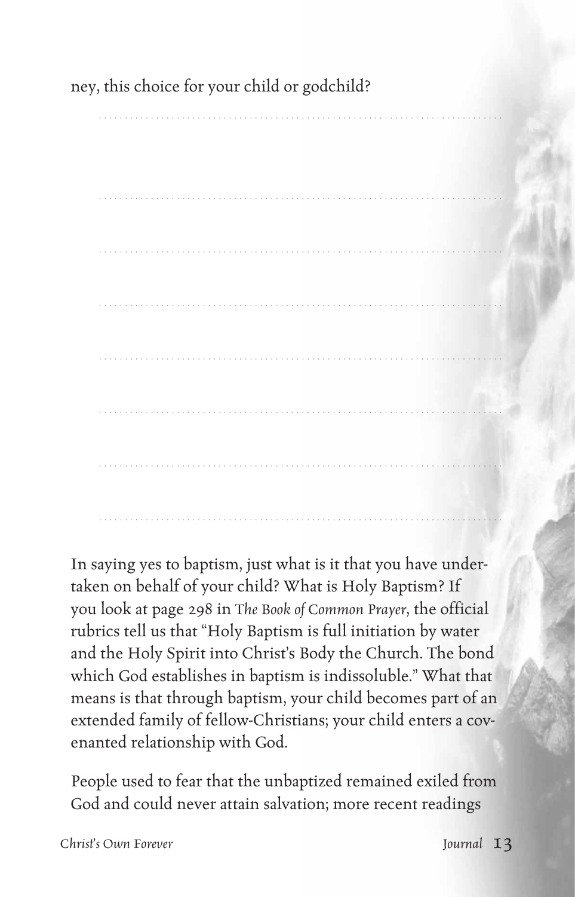ney, this choice for your child or godchild?

In saying yes to baptism, just what is it that you have undertaken on behalf of your child? What is Holy Baptism? If you look at page 298 in *The Book of Common Prayer*, the official rubrics tell us that "Holy Baptism is full initiation by water and the Holy Spirit into Christ's Body the Church. The bond which God establishes in baptism is indissoluble." What that means is that through baptism, your child becomes part of an extended family of fellow-Christians; your child enters a covenanted relationship with God.

People used to fear that the unbaptized remained exiled from God and could never attain salvation; more recent readings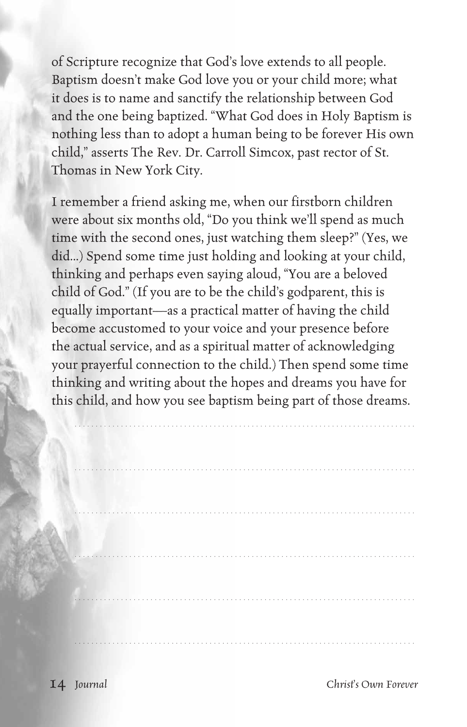of Scripture recognize that God's love extends to all people. Baptism doesn't make God love you or your child more; what it does is to name and sanctify the relationship between God and the one being baptized. "What God does in Holy Baptism is nothing less than to adopt a human being to be forever His own child," asserts The Rev. Dr. Carroll Simcox, past rector of St. Thomas in New York City.

I remember a friend asking me, when our firstborn children were about six months old, "Do you think we'll spend as much time with the second ones, just watching them sleep?" (Yes, we did…) Spend some time just holding and looking at your child, thinking and perhaps even saying aloud, "You are a beloved child of God." (If you are to be the child's godparent, this is equally important—as a practical matter of having the child become accustomed to your voice and your presence before the actual service, and as a spiritual matter of acknowledging your prayerful connection to the child.) Then spend some time thinking and writing about the hopes and dreams you have for this child, and how you see baptism being part of those dreams.